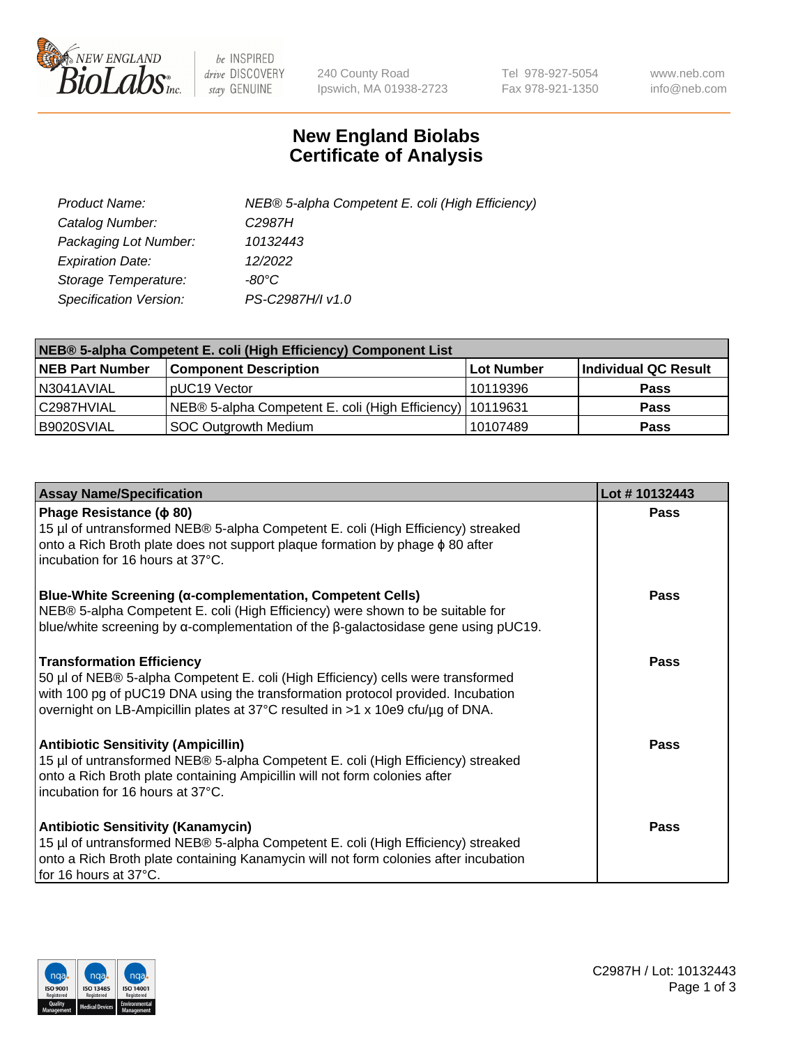# New England Biolabs Certificate of Analysis

| | |
|---|---|
| *Product Name:* | *NEB® 5-alpha Competent E. coli (High Efficiency)* |
| *Catalog Number:* | *C2987H* |
| *Packaging Lot Number:* | *10132443* |
| *Expiration Date:* | *12/2022* |
| *Storage Temperature:* | *-80°C* |
| *Specification Version:* | *PS-C2987H/I v1.0* |

| NEB® 5-alpha Competent E. coli (High Efficiency) Component List | | | |
|---|---|---|---|
| **NEB Part Number** | **Component Description** | **Lot Number** | **Individual QC Result** |
| N3041AVIAL | pUC19 Vector | 10119396 | **Pass** |
| C2987HVIAL | NEB® 5-alpha Competent E. coli (High Efficiency) | 10119631 | **Pass** |
| B9020SVIAL | SOC Outgrowth Medium | 10107489 | **Pass** |

| Assay Name/Specification | Lot # 10132443 |
|---|---|
| **Phage Resistance (ϕ 80)**<br>15 µl of untransformed NEB® 5-alpha Competent E. coli (High Efficiency) streaked onto a Rich Broth plate does not support plaque formation by phage ϕ 80 after incubation for 16 hours at 37°C. | **Pass** |
| **Blue-White Screening (α-complementation, Competent Cells)**<br>NEB® 5-alpha Competent E. coli (High Efficiency) were shown to be suitable for blue/white screening by α-complementation of the β-galactosidase gene using pUC19. | **Pass** |
| **Transformation Efficiency**<br>50 µl of NEB® 5-alpha Competent E. coli (High Efficiency) cells were transformed with 100 pg of pUC19 DNA using the transformation protocol provided. Incubation overnight on LB-Ampicillin plates at 37°C resulted in >1 x 10e9 cfu/µg of DNA. | **Pass** |
| **Antibiotic Sensitivity (Ampicillin)**<br>15 µl of untransformed NEB® 5-alpha Competent E. coli (High Efficiency) streaked onto a Rich Broth plate containing Ampicillin will not form colonies after incubation for 16 hours at 37°C. | **Pass** |
| **Antibiotic Sensitivity (Kanamycin)**<br>15 µl of untransformed NEB® 5-alpha Competent E. coli (High Efficiency) streaked onto a Rich Broth plate containing Kanamycin will not form colonies after incubation for 16 hours at 37°C. | **Pass** |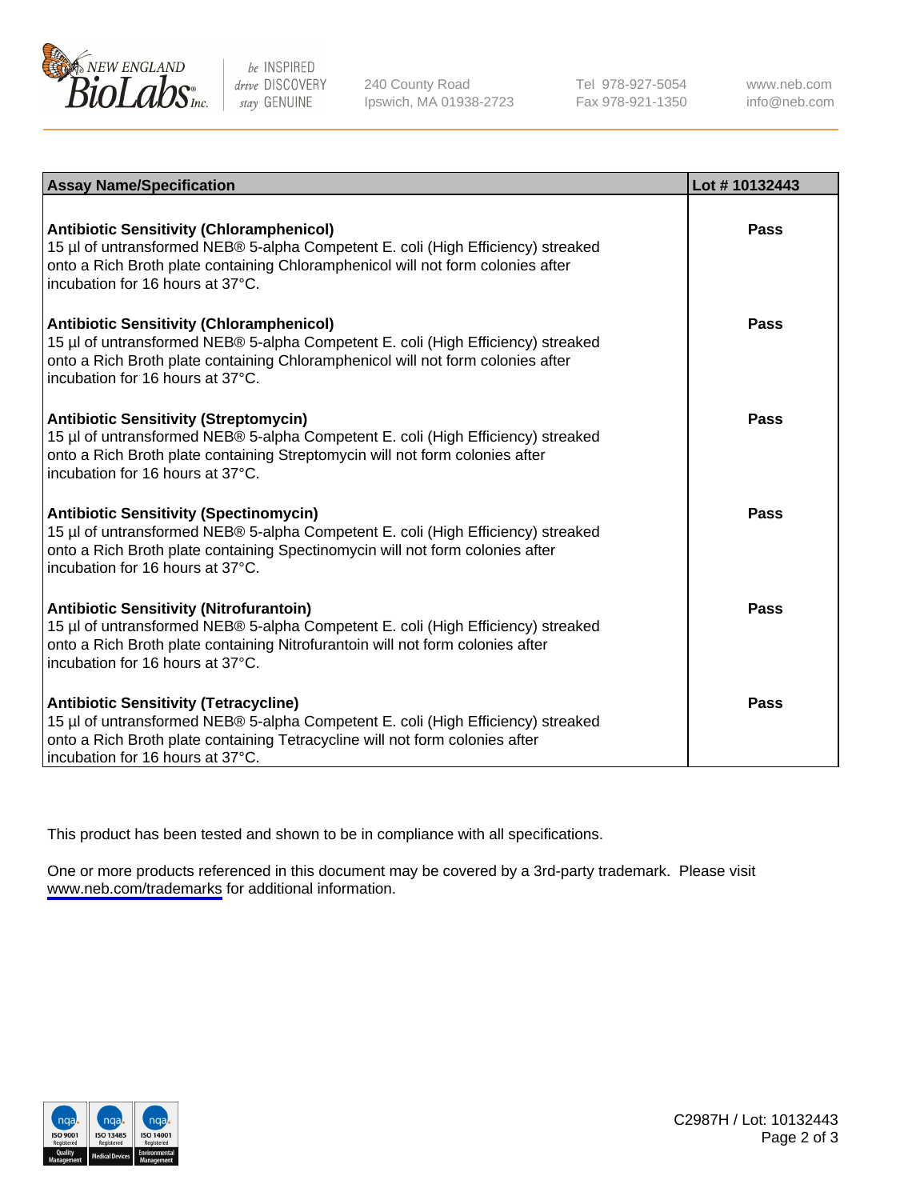| Assay Name/Specification | Lot # 10132443 |
|---|---|
| **Antibiotic Sensitivity (Chloramphenicol)**<br>15 µl of untransformed NEB® 5-alpha Competent E. coli (High Efficiency) streaked onto a Rich Broth plate containing Chloramphenicol will not form colonies after incubation for 16 hours at 37°C. | **Pass** |
| **Antibiotic Sensitivity (Chloramphenicol)**<br>15 µl of untransformed NEB® 5-alpha Competent E. coli (High Efficiency) streaked onto a Rich Broth plate containing Chloramphenicol will not form colonies after incubation for 16 hours at 37°C. | **Pass** |
| **Antibiotic Sensitivity (Streptomycin)**<br>15 µl of untransformed NEB® 5-alpha Competent E. coli (High Efficiency) streaked onto a Rich Broth plate containing Streptomycin will not form colonies after incubation for 16 hours at 37°C. | **Pass** |
| **Antibiotic Sensitivity (Spectinomycin)**<br>15 µl of untransformed NEB® 5-alpha Competent E. coli (High Efficiency) streaked onto a Rich Broth plate containing Spectinomycin will not form colonies after incubation for 16 hours at 37°C. | **Pass** |
| **Antibiotic Sensitivity (Nitrofurantoin)**<br>15 µl of untransformed NEB® 5-alpha Competent E. coli (High Efficiency) streaked onto a Rich Broth plate containing Nitrofurantoin will not form colonies after incubation for 16 hours at 37°C. | **Pass** |
| **Antibiotic Sensitivity (Tetracycline)**<br>15 µl of untransformed NEB® 5-alpha Competent E. coli (High Efficiency) streaked onto a Rich Broth plate containing Tetracycline will not form colonies after incubation for 16 hours at 37°C. | **Pass** |

This product has been tested and shown to be in compliance with all specifications.

One or more products referenced in this document may be covered by a 3rd-party trademark. Please visit www.neb.com/trademarks for additional information.

C2987H / Lot: 10132443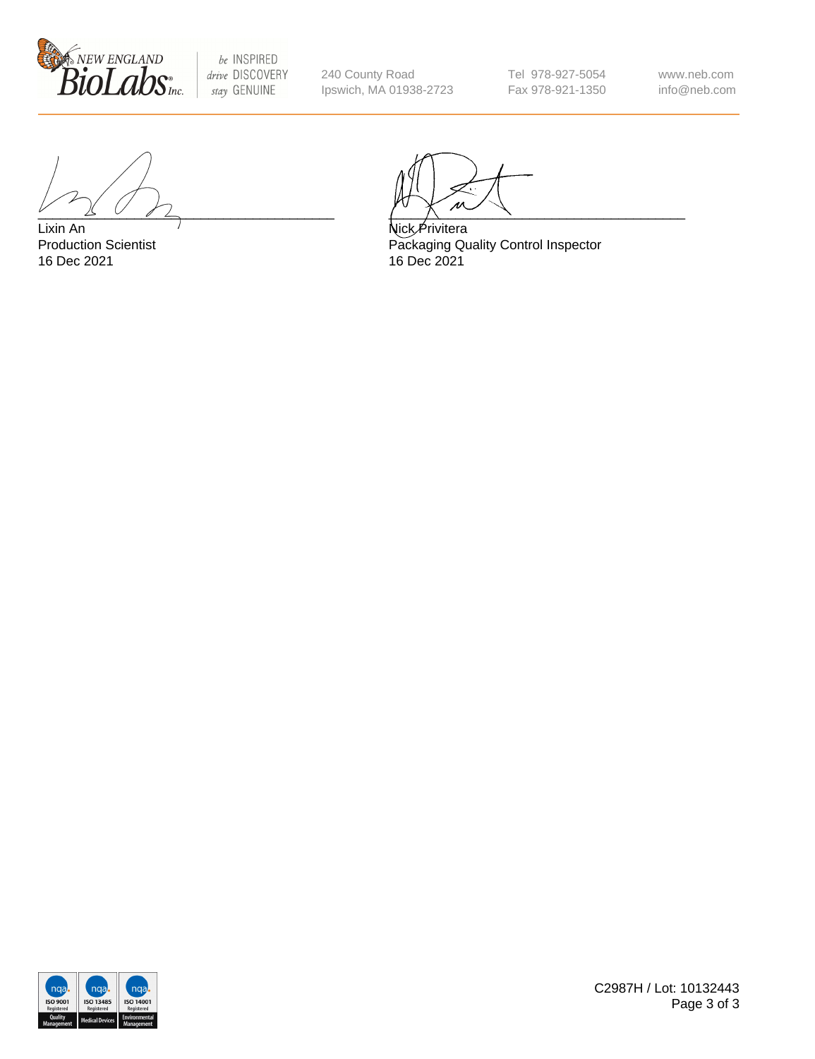Lixin An
Production Scientist
16 Dec 2021

Nick Privitera
Packaging Quality Control Inspector
16 Dec 2021